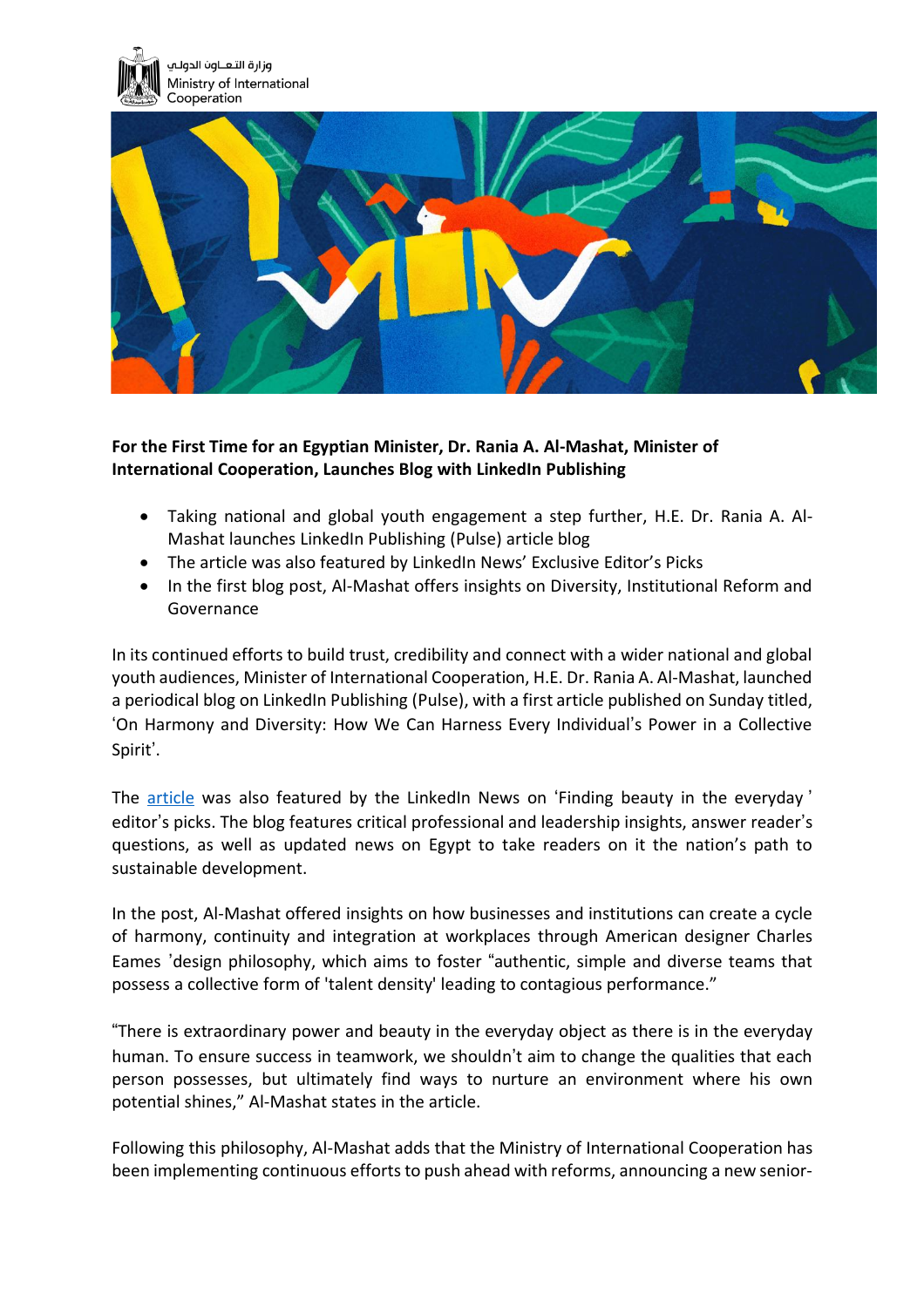وزارة التعـاون الدولي
Ministry of International Cooperation

**For the First Time for an Egyptian Minister, Dr. Rania A. Al-Mashat, Minister of International Cooperation, Launches Blog with LinkedIn Publishing**

- Taking national and global youth engagement a step further, H.E. Dr. Rania A. Al-Mashat launches LinkedIn Publishing (Pulse) article blog
- The article was also featured by LinkedIn News' Exclusive Editor's Picks
- In the first blog post, Al-Mashat offers insights on Diversity, Institutional Reform and Governance

In its continued efforts to build trust, credibility and connect with a wider national and global youth audiences, Minister of International Cooperation, H.E. Dr. Rania A. Al-Mashat, launched a periodical blog on LinkedIn Publishing (Pulse), with a first article published on Sunday titled, 'On Harmony and Diversity: How We Can Harness Every Individual's Power in a Collective Spirit'.

The article was also featured by the LinkedIn News on 'Finding beauty in the everyday ' editor's picks. The blog features critical professional and leadership insights, answer reader's questions, as well as updated news on Egypt to take readers on it the nation's path to sustainable development.

In the post, Al-Mashat offered insights on how businesses and institutions can create a cycle of harmony, continuity and integration at workplaces through American designer Charles Eames 'design philosophy, which aims to foster "authentic, simple and diverse teams that possess a collective form of 'talent density' leading to contagious performance."

"There is extraordinary power and beauty in the everyday object as there is in the everyday human. To ensure success in teamwork, we shouldn't aim to change the qualities that each person possesses, but ultimately find ways to nurture an environment where his own potential shines," Al-Mashat states in the article.

Following this philosophy, Al-Mashat adds that the Ministry of International Cooperation has been implementing continuous efforts to push ahead with reforms, announcing a new senior-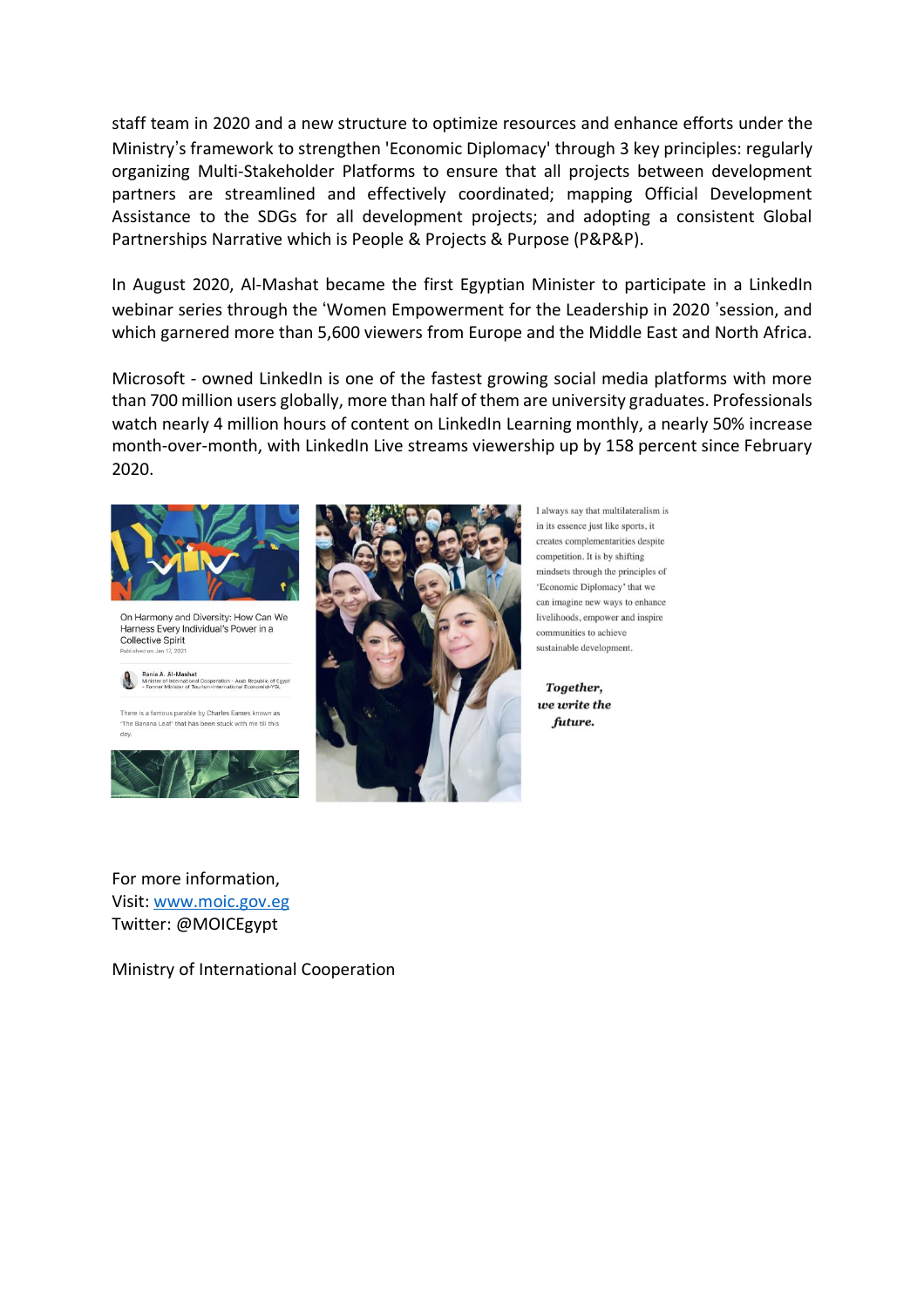staff team in 2020 and a new structure to optimize resources and enhance efforts under the Ministry's framework to strengthen 'Economic Diplomacy' through 3 key principles: regularly organizing Multi-Stakeholder Platforms to ensure that all projects between development partners are streamlined and effectively coordinated; mapping Official Development Assistance to the SDGs for all development projects; and adopting a consistent Global Partnerships Narrative which is People & Projects & Purpose (P&P&P).

In August 2020, Al-Mashat became the first Egyptian Minister to participate in a LinkedIn webinar series through the 'Women Empowerment for the Leadership in 2020 'session, and which garnered more than 5,600 viewers from Europe and the Middle East and North Africa.

Microsoft - owned LinkedIn is one of the fastest growing social media platforms with more than 700 million users globally, more than half of them are university graduates. Professionals watch nearly 4 million hours of content on LinkedIn Learning monthly, a nearly 50% increase month-over-month, with LinkedIn Live streams viewership up by 158 percent since February 2020.

On Harmony and Diversity: How Can We Harness Every Individual's Power in a Collective Spirit

Published on Jan 17, 2021

Rania A. Al-Mashat
Minister of International Cooperation - Arab Republic of Egypt - Former Minister of Tourism-International Economist-YGL

There is a famous parable by Charles Eames known as 'The Banana Leaf' that has been stuck with me till this day.

I always say that multilateralism is in its essence just like sports, it creates complementarities despite competition. It is by shifting mindsets through the principles of 'Economic Diplomacy' that we can imagine new ways to enhance livelihoods, empower and inspire communities to achieve sustainable development.

***Together, we write the future.***

For more information,
Visit: [www.moic.gov.eg](http://www.moic.gov.eg)
Twitter: @MOICEgypt

Ministry of International Cooperation